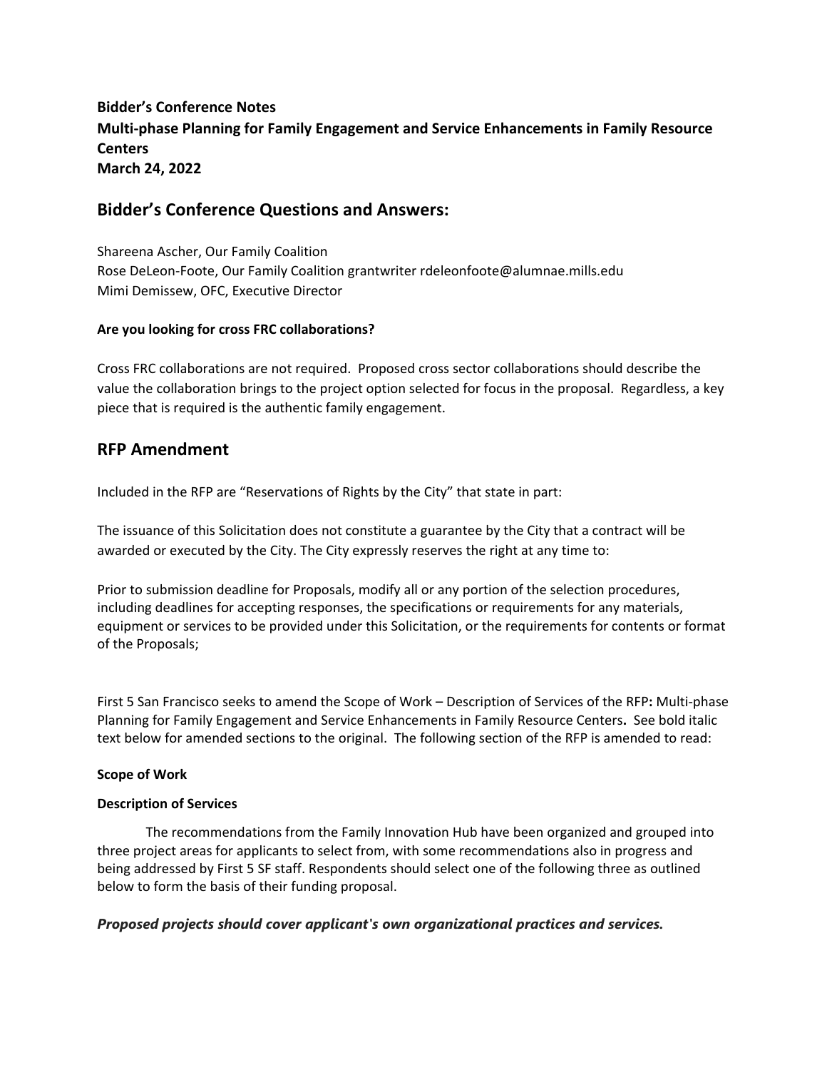**Bidder's Conference Notes**
**Multi-phase Planning for Family Engagement and Service Enhancements in Family Resource Centers**
**March 24, 2022**

## Bidder's Conference Questions and Answers:

Shareena Ascher, Our Family Coalition
Rose DeLeon-Foote, Our Family Coalition grantwriter rdeleonfoote@alumnae.mills.edu
Mimi Demissew, OFC, Executive Director

**Are you looking for cross FRC collaborations?**

Cross FRC collaborations are not required. Proposed cross sector collaborations should describe the value the collaboration brings to the project option selected for focus in the proposal. Regardless, a key piece that is required is the authentic family engagement.

## RFP Amendment

Included in the RFP are "Reservations of Rights by the City" that state in part:

The issuance of this Solicitation does not constitute a guarantee by the City that a contract will be awarded or executed by the City. The City expressly reserves the right at any time to:

Prior to submission deadline for Proposals, modify all or any portion of the selection procedures, including deadlines for accepting responses, the specifications or requirements for any materials, equipment or services to be provided under this Solicitation, or the requirements for contents or format of the Proposals;

First 5 San Francisco seeks to amend the Scope of Work – Description of Services of the RFP**:** Multi-phase Planning for Family Engagement and Service Enhancements in Family Resource Centers**.** See bold italic text below for amended sections to the original. The following section of the RFP is amended to read:

**Scope of Work**

**Description of Services**

The recommendations from the Family Innovation Hub have been organized and grouped into three project areas for applicants to select from, with some recommendations also in progress and being addressed by First 5 SF staff. Respondents should select one of the following three as outlined below to form the basis of their funding proposal.

***Proposed projects should cover applicant's own organizational practices and services.***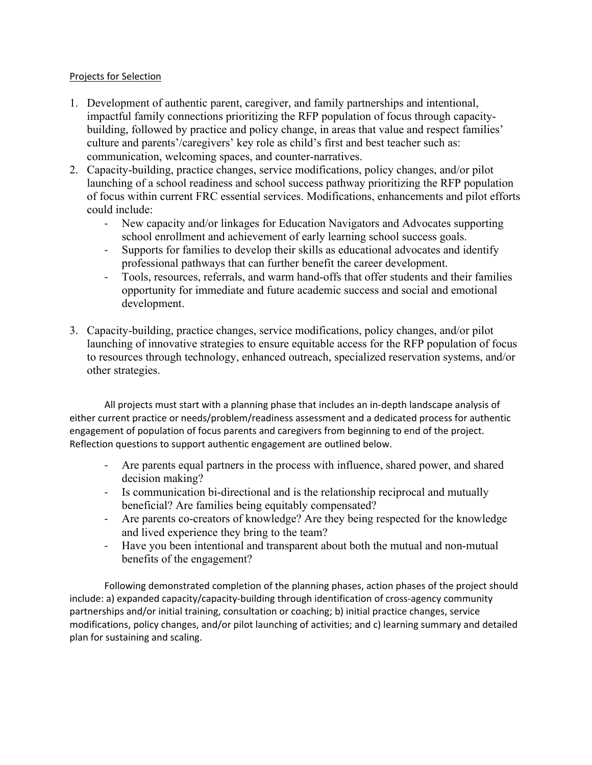Projects for Selection

1. Development of authentic parent, caregiver, and family partnerships and intentional, impactful family connections prioritizing the RFP population of focus through capacity-building, followed by practice and policy change, in areas that value and respect families' culture and parents'/caregivers' key role as child's first and best teacher such as: communication, welcoming spaces, and counter-narratives.
2. Capacity-building, practice changes, service modifications, policy changes, and/or pilot launching of a school readiness and school success pathway prioritizing the RFP population of focus within current FRC essential services. Modifications, enhancements and pilot efforts could include:
   - New capacity and/or linkages for Education Navigators and Advocates supporting school enrollment and achievement of early learning school success goals.
   - Supports for families to develop their skills as educational advocates and identify professional pathways that can further benefit the career development.
   - Tools, resources, referrals, and warm hand-offs that offer students and their families opportunity for immediate and future academic success and social and emotional development.
3. Capacity-building, practice changes, service modifications, policy changes, and/or pilot launching of innovative strategies to ensure equitable access for the RFP population of focus to resources through technology, enhanced outreach, specialized reservation systems, and/or other strategies.

All projects must start with a planning phase that includes an in-depth landscape analysis of either current practice or needs/problem/readiness assessment and a dedicated process for authentic engagement of population of focus parents and caregivers from beginning to end of the project. Reflection questions to support authentic engagement are outlined below.

- Are parents equal partners in the process with influence, shared power, and shared decision making?
- Is communication bi-directional and is the relationship reciprocal and mutually beneficial? Are families being equitably compensated?
- Are parents co-creators of knowledge? Are they being respected for the knowledge and lived experience they bring to the team?
- Have you been intentional and transparent about both the mutual and non-mutual benefits of the engagement?

Following demonstrated completion of the planning phases, action phases of the project should include: a) expanded capacity/capacity-building through identification of cross-agency community partnerships and/or initial training, consultation or coaching; b) initial practice changes, service modifications, policy changes, and/or pilot launching of activities; and c) learning summary and detailed plan for sustaining and scaling.